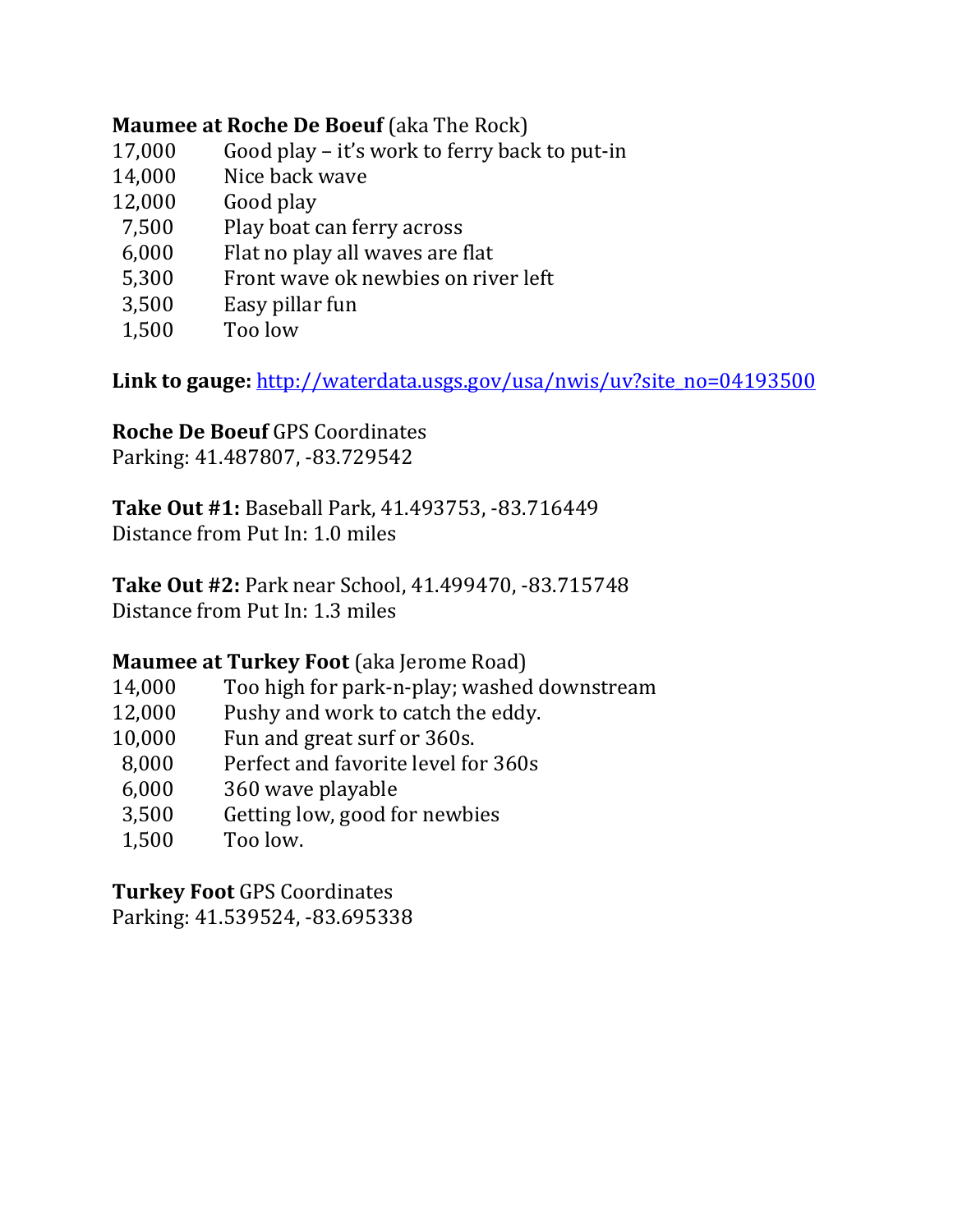**Maumee at Roche De Boeuf** (aka The Rock)

| | |
|---|---|
| 17,000 | Good play – it's work to ferry back to put-in |
| 14,000 | Nice back wave |
| 12,000 | Good play |
| 7,500 | Play boat can ferry across |
| 6,000 | Flat no play all waves are flat |
| 5,300 | Front wave ok newbies on river left |
| 3,500 | Easy pillar fun |
| 1,500 | Too low |

**Link to gauge:** [http://waterdata.usgs.gov/usa/nwis/uv?site_no=04193500](http://waterdata.usgs.gov/usa/nwis/uv?site_no=04193500)

**Roche De Boeuf** GPS Coordinates
Parking: 41.487807, -83.729542

**Take Out #1:** Baseball Park, 41.493753, -83.716449
Distance from Put In: 1.0 miles

**Take Out #2:** Park near School, 41.499470, -83.715748
Distance from Put In: 1.3 miles

**Maumee at Turkey Foot** (aka Jerome Road)

| | |
|---|---|
| 14,000 | Too high for park-n-play; washed downstream |
| 12,000 | Pushy and work to catch the eddy. |
| 10,000 | Fun and great surf or 360s. |
| 8,000 | Perfect and favorite level for 360s |
| 6,000 | 360 wave playable |
| 3,500 | Getting low, good for newbies |
| 1,500 | Too low. |

**Turkey Foot** GPS Coordinates
Parking: 41.539524, -83.695338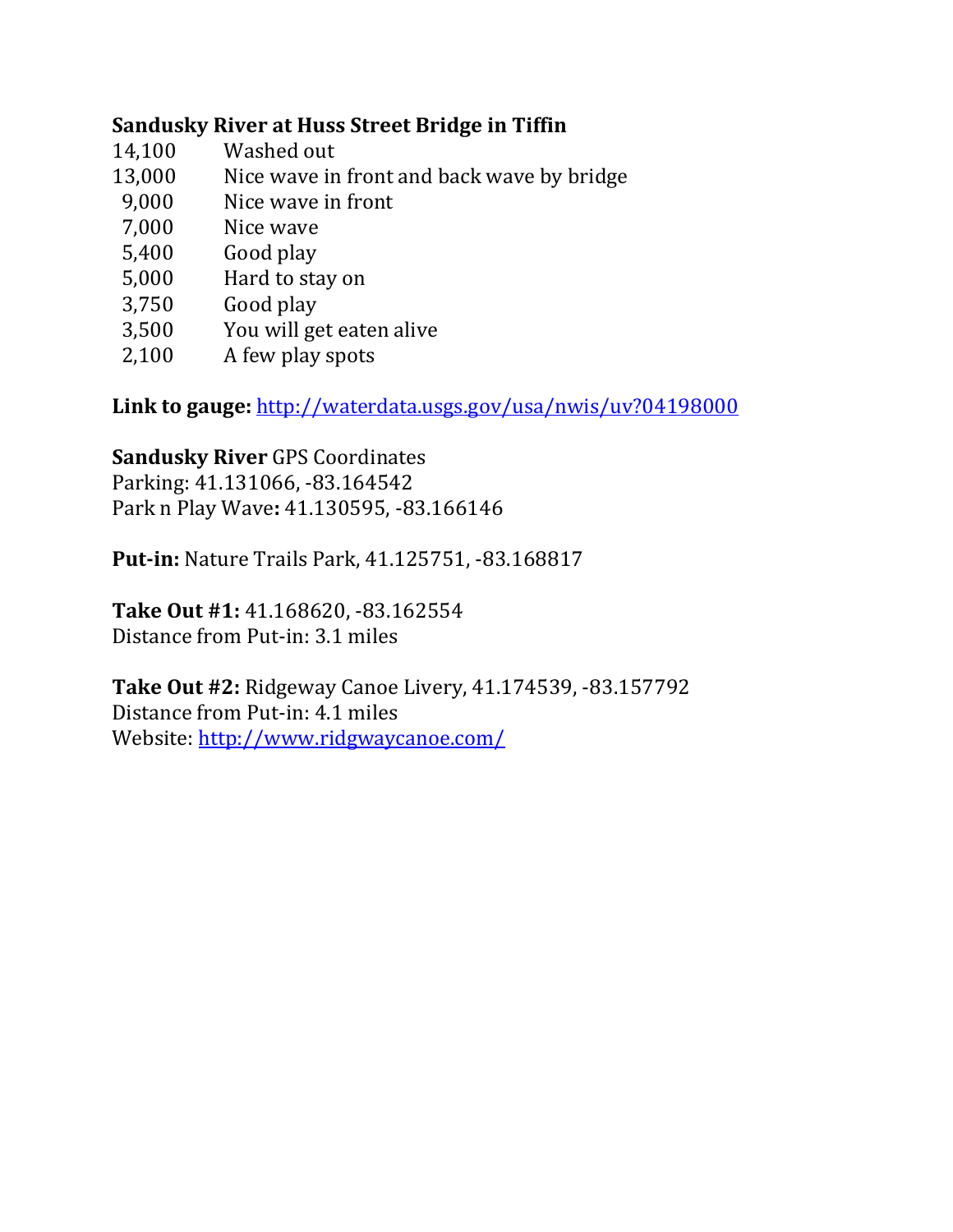**Sandusky River at Huss Street Bridge in Tiffin**

| | |
|---|---|
| 14,100 | Washed out |
| 13,000 | Nice wave in front and back wave by bridge |
| 9,000 | Nice wave in front |
| 7,000 | Nice wave |
| 5,400 | Good play |
| 5,000 | Hard to stay on |
| 3,750 | Good play |
| 3,500 | You will get eaten alive |
| 2,100 | A few play spots |

**Link to gauge:** http://waterdata.usgs.gov/usa/nwis/uv?04198000

**Sandusky River** GPS Coordinates
Parking: 41.131066, -83.164542
Park n Play Wave**:** 41.130595, -83.166146

**Put-in:** Nature Trails Park, 41.125751, -83.168817

**Take Out #1:** 41.168620, -83.162554
Distance from Put-in: 3.1 miles

**Take Out #2:** Ridgeway Canoe Livery, 41.174539, -83.157792
Distance from Put-in: 4.1 miles
Website: http://www.ridgwaycanoe.com/